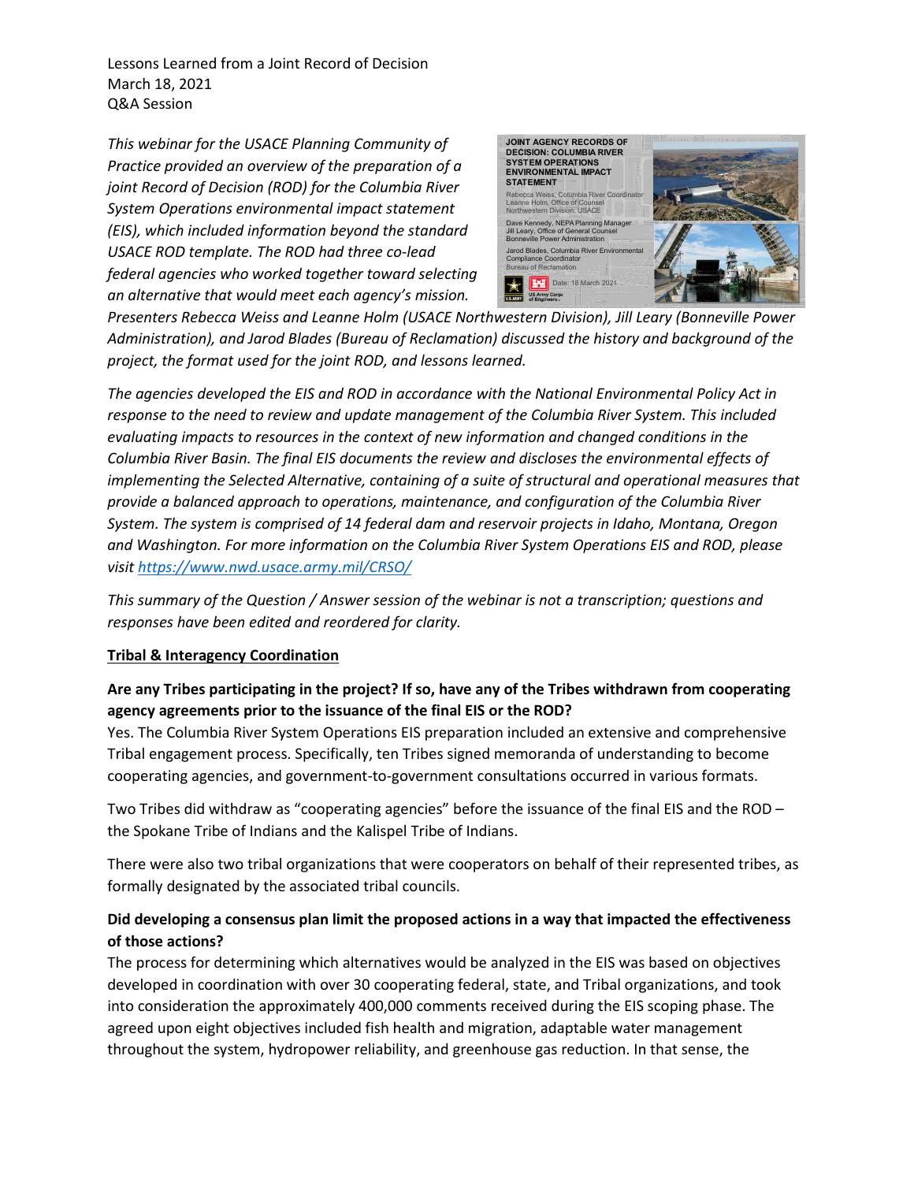Lessons Learned from a Joint Record of Decision
March 18, 2021
Q&A Session

*This webinar for the USACE Planning Community of Practice provided an overview of the preparation of a joint Record of Decision (ROD) for the Columbia River System Operations environmental impact statement (EIS), which included information beyond the standard USACE ROD template. The ROD had three co-lead federal agencies who worked together toward selecting an alternative that would meet each agency's mission. Presenters Rebecca Weiss and Leanne Holm (USACE Northwestern Division), Jill Leary (Bonneville Power Administration), and Jarod Blades (Bureau of Reclamation) discussed the history and background of the project, the format used for the joint ROD, and lessons learned.*

*The agencies developed the EIS and ROD in accordance with the National Environmental Policy Act in response to the need to review and update management of the Columbia River System. This included evaluating impacts to resources in the context of new information and changed conditions in the Columbia River Basin. The final EIS documents the review and discloses the environmental effects of implementing the Selected Alternative, containing of a suite of structural and operational measures that provide a balanced approach to operations, maintenance, and configuration of the Columbia River System. The system is comprised of 14 federal dam and reservoir projects in Idaho, Montana, Oregon and Washington. For more information on the Columbia River System Operations EIS and ROD, please visit [https://www.nwd.usace.army.mil/CRSO/](https://www.nwd.usace.army.mil/CRSO/)*

*This summary of the Question / Answer session of the webinar is not a transcription; questions and responses have been edited and reordered for clarity.*

**Tribal & Interagency Coordination**

**Are any Tribes participating in the project? If so, have any of the Tribes withdrawn from cooperating agency agreements prior to the issuance of the final EIS or the ROD?**

Yes. The Columbia River System Operations EIS preparation included an extensive and comprehensive Tribal engagement process. Specifically, ten Tribes signed memoranda of understanding to become cooperating agencies, and government-to-government consultations occurred in various formats.

Two Tribes did withdraw as "cooperating agencies" before the issuance of the final EIS and the ROD – the Spokane Tribe of Indians and the Kalispel Tribe of Indians.

There were also two tribal organizations that were cooperators on behalf of their represented tribes, as formally designated by the associated tribal councils.

**Did developing a consensus plan limit the proposed actions in a way that impacted the effectiveness of those actions?**

The process for determining which alternatives would be analyzed in the EIS was based on objectives developed in coordination with over 30 cooperating federal, state, and Tribal organizations, and took into consideration the approximately 400,000 comments received during the EIS scoping phase. The agreed upon eight objectives included fish health and migration, adaptable water management throughout the system, hydropower reliability, and greenhouse gas reduction. In that sense, the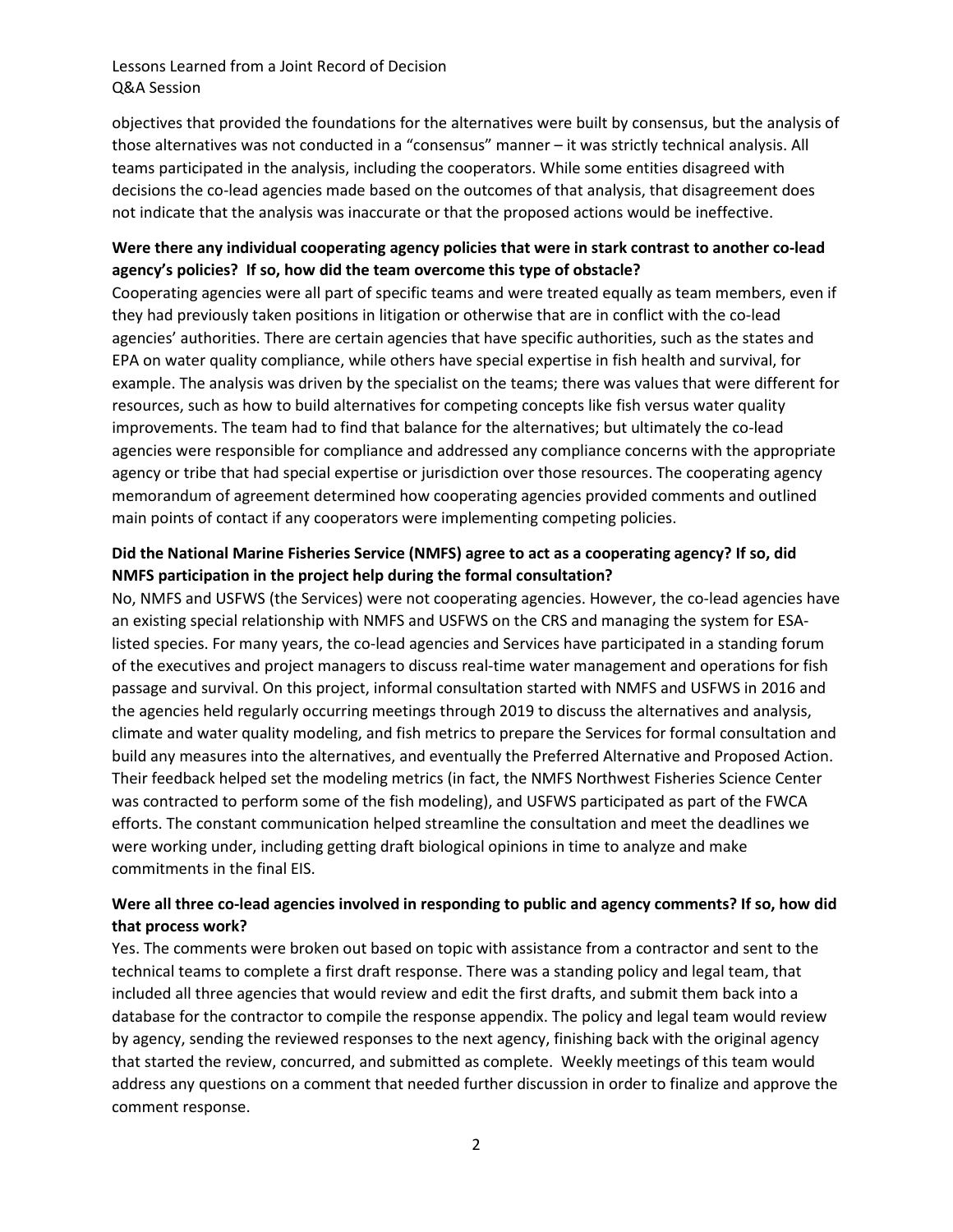objectives that provided the foundations for the alternatives were built by consensus, but the analysis of those alternatives was not conducted in a "consensus" manner – it was strictly technical analysis. All teams participated in the analysis, including the cooperators. While some entities disagreed with decisions the co-lead agencies made based on the outcomes of that analysis, that disagreement does not indicate that the analysis was inaccurate or that the proposed actions would be ineffective.

**Were there any individual cooperating agency policies that were in stark contrast to another co-lead agency's policies? If so, how did the team overcome this type of obstacle?**

Cooperating agencies were all part of specific teams and were treated equally as team members, even if they had previously taken positions in litigation or otherwise that are in conflict with the co-lead agencies' authorities. There are certain agencies that have specific authorities, such as the states and EPA on water quality compliance, while others have special expertise in fish health and survival, for example. The analysis was driven by the specialist on the teams; there was values that were different for resources, such as how to build alternatives for competing concepts like fish versus water quality improvements. The team had to find that balance for the alternatives; but ultimately the co-lead agencies were responsible for compliance and addressed any compliance concerns with the appropriate agency or tribe that had special expertise or jurisdiction over those resources. The cooperating agency memorandum of agreement determined how cooperating agencies provided comments and outlined main points of contact if any cooperators were implementing competing policies.

**Did the National Marine Fisheries Service (NMFS) agree to act as a cooperating agency? If so, did NMFS participation in the project help during the formal consultation?**

No, NMFS and USFWS (the Services) were not cooperating agencies. However, the co-lead agencies have an existing special relationship with NMFS and USFWS on the CRS and managing the system for ESA-listed species. For many years, the co-lead agencies and Services have participated in a standing forum of the executives and project managers to discuss real-time water management and operations for fish passage and survival. On this project, informal consultation started with NMFS and USFWS in 2016 and the agencies held regularly occurring meetings through 2019 to discuss the alternatives and analysis, climate and water quality modeling, and fish metrics to prepare the Services for formal consultation and build any measures into the alternatives, and eventually the Preferred Alternative and Proposed Action. Their feedback helped set the modeling metrics (in fact, the NMFS Northwest Fisheries Science Center was contracted to perform some of the fish modeling), and USFWS participated as part of the FWCA efforts. The constant communication helped streamline the consultation and meet the deadlines we were working under, including getting draft biological opinions in time to analyze and make commitments in the final EIS.

**Were all three co-lead agencies involved in responding to public and agency comments? If so, how did that process work?**

Yes. The comments were broken out based on topic with assistance from a contractor and sent to the technical teams to complete a first draft response. There was a standing policy and legal team, that included all three agencies that would review and edit the first drafts, and submit them back into a database for the contractor to compile the response appendix. The policy and legal team would review by agency, sending the reviewed responses to the next agency, finishing back with the original agency that started the review, concurred, and submitted as complete. Weekly meetings of this team would address any questions on a comment that needed further discussion in order to finalize and approve the comment response.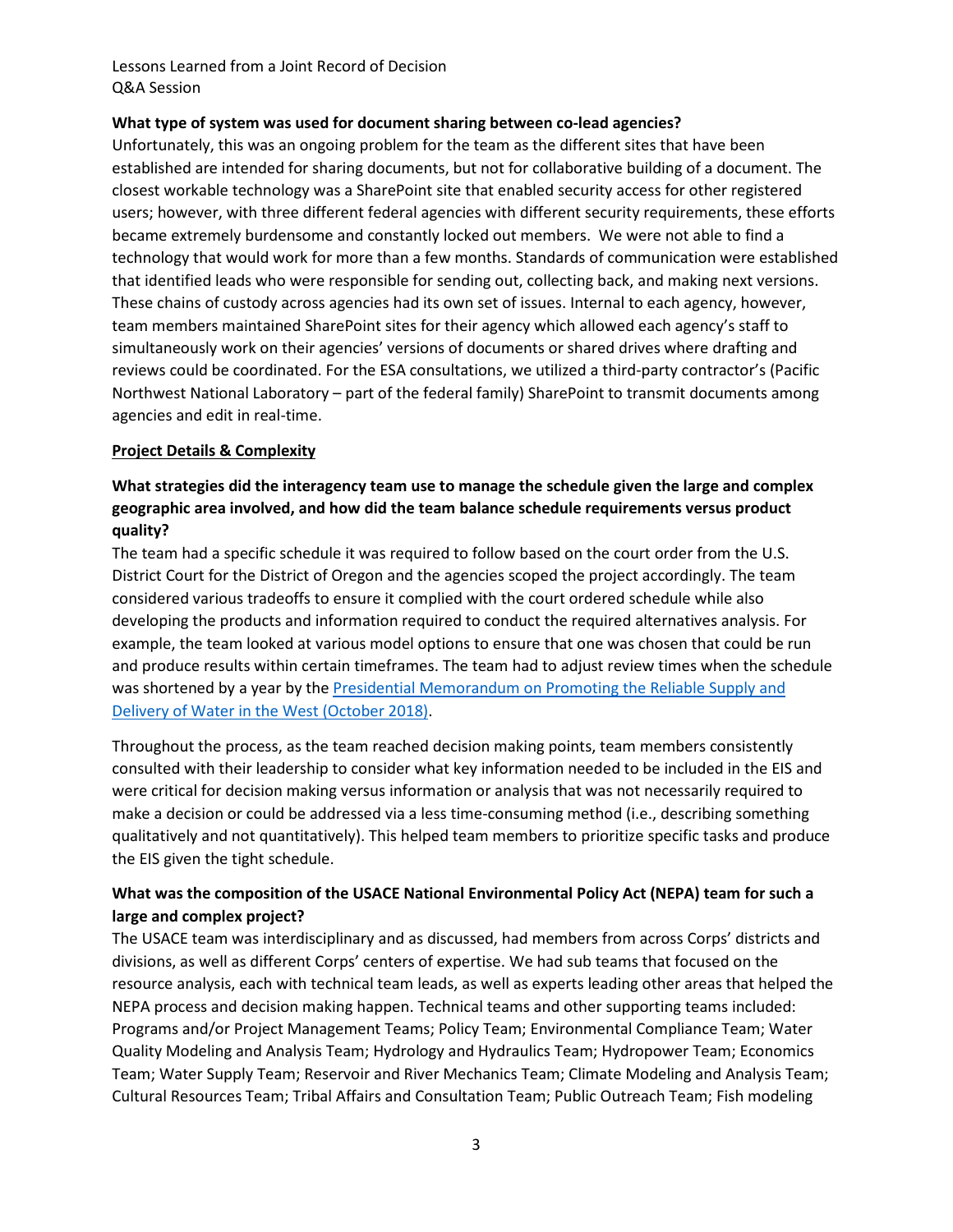**What type of system was used for document sharing between co-lead agencies?**

Unfortunately, this was an ongoing problem for the team as the different sites that have been established are intended for sharing documents, but not for collaborative building of a document. The closest workable technology was a SharePoint site that enabled security access for other registered users; however, with three different federal agencies with different security requirements, these efforts became extremely burdensome and constantly locked out members. We were not able to find a technology that would work for more than a few months. Standards of communication were established that identified leads who were responsible for sending out, collecting back, and making next versions. These chains of custody across agencies had its own set of issues. Internal to each agency, however, team members maintained SharePoint sites for their agency which allowed each agency's staff to simultaneously work on their agencies' versions of documents or shared drives where drafting and reviews could be coordinated. For the ESA consultations, we utilized a third-party contractor's (Pacific Northwest National Laboratory – part of the federal family) SharePoint to transmit documents among agencies and edit in real-time.

## Project Details & Complexity

**What strategies did the interagency team use to manage the schedule given the large and complex geographic area involved, and how did the team balance schedule requirements versus product quality?**

The team had a specific schedule it was required to follow based on the court order from the U.S. District Court for the District of Oregon and the agencies scoped the project accordingly. The team considered various tradeoffs to ensure it complied with the court ordered schedule while also developing the products and information required to conduct the required alternatives analysis. For example, the team looked at various model options to ensure that one was chosen that could be run and produce results within certain timeframes. The team had to adjust review times when the schedule was shortened by a year by the Presidential Memorandum on Promoting the Reliable Supply and Delivery of Water in the West (October 2018).

Throughout the process, as the team reached decision making points, team members consistently consulted with their leadership to consider what key information needed to be included in the EIS and were critical for decision making versus information or analysis that was not necessarily required to make a decision or could be addressed via a less time-consuming method (i.e., describing something qualitatively and not quantitatively). This helped team members to prioritize specific tasks and produce the EIS given the tight schedule.

**What was the composition of the USACE National Environmental Policy Act (NEPA) team for such a large and complex project?**

The USACE team was interdisciplinary and as discussed, had members from across Corps' districts and divisions, as well as different Corps' centers of expertise. We had sub teams that focused on the resource analysis, each with technical team leads, as well as experts leading other areas that helped the NEPA process and decision making happen. Technical teams and other supporting teams included: Programs and/or Project Management Teams; Policy Team; Environmental Compliance Team; Water Quality Modeling and Analysis Team; Hydrology and Hydraulics Team; Hydropower Team; Economics Team; Water Supply Team; Reservoir and River Mechanics Team; Climate Modeling and Analysis Team; Cultural Resources Team; Tribal Affairs and Consultation Team; Public Outreach Team; Fish modeling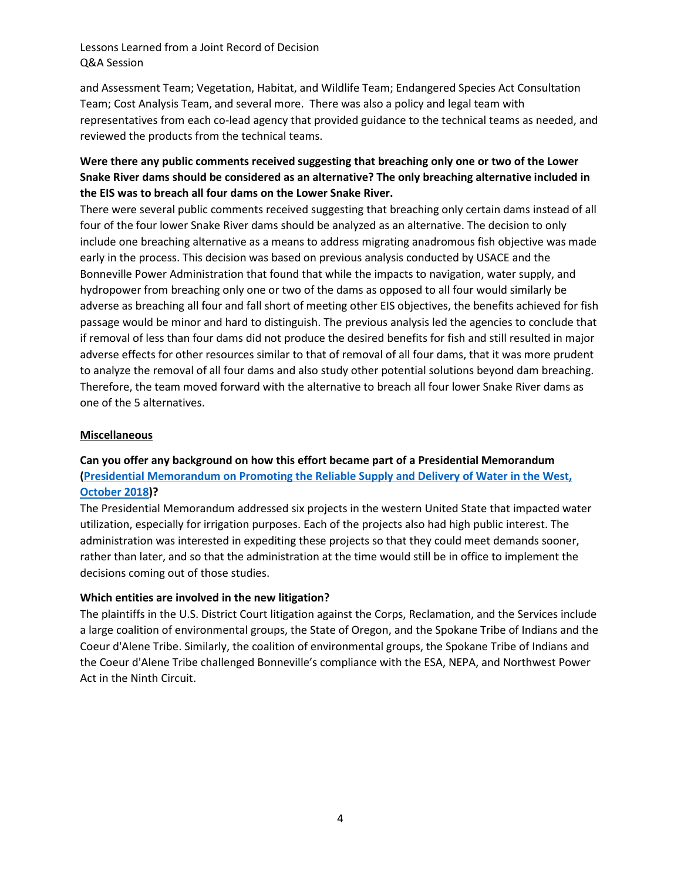and Assessment Team; Vegetation, Habitat, and Wildlife Team; Endangered Species Act Consultation Team; Cost Analysis Team, and several more. There was also a policy and legal team with representatives from each co-lead agency that provided guidance to the technical teams as needed, and reviewed the products from the technical teams.

**Were there any public comments received suggesting that breaching only one or two of the Lower Snake River dams should be considered as an alternative? The only breaching alternative included in the EIS was to breach all four dams on the Lower Snake River.**

There were several public comments received suggesting that breaching only certain dams instead of all four of the four lower Snake River dams should be analyzed as an alternative. The decision to only include one breaching alternative as a means to address migrating anadromous fish objective was made early in the process. This decision was based on previous analysis conducted by USACE and the Bonneville Power Administration that found that while the impacts to navigation, water supply, and hydropower from breaching only one or two of the dams as opposed to all four would similarly be adverse as breaching all four and fall short of meeting other EIS objectives, the benefits achieved for fish passage would be minor and hard to distinguish. The previous analysis led the agencies to conclude that if removal of less than four dams did not produce the desired benefits for fish and still resulted in major adverse effects for other resources similar to that of removal of all four dams, that it was more prudent to analyze the removal of all four dams and also study other potential solutions beyond dam breaching. Therefore, the team moved forward with the alternative to breach all four lower Snake River dams as one of the 5 alternatives.

## Miscellaneous

**Can you offer any background on how this effort became part of a Presidential Memorandum (Presidential Memorandum on Promoting the Reliable Supply and Delivery of Water in the West, October 2018)?**

The Presidential Memorandum addressed six projects in the western United State that impacted water utilization, especially for irrigation purposes. Each of the projects also had high public interest. The administration was interested in expediting these projects so that they could meet demands sooner, rather than later, and so that the administration at the time would still be in office to implement the decisions coming out of those studies.

**Which entities are involved in the new litigation?**

The plaintiffs in the U.S. District Court litigation against the Corps, Reclamation, and the Services include a large coalition of environmental groups, the State of Oregon, and the Spokane Tribe of Indians and the Coeur d'Alene Tribe. Similarly, the coalition of environmental groups, the Spokane Tribe of Indians and the Coeur d'Alene Tribe challenged Bonneville's compliance with the ESA, NEPA, and Northwest Power Act in the Ninth Circuit.